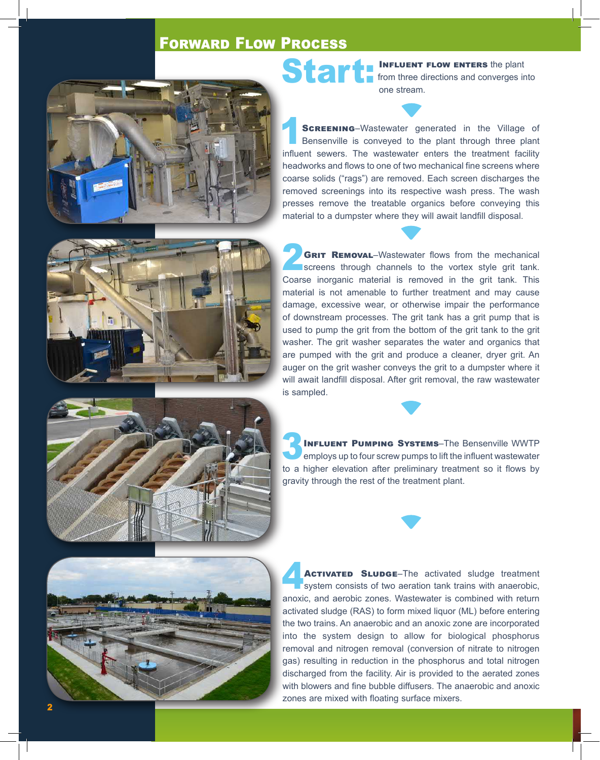## Forward Flow Process

**Start:** **Influent flow enters** the plant from three directions and converges into one stream.

**1 Screening**–Wastewater generated in the Village of Bensenville is conveyed to the plant through three plant influent sewers. The wastewater enters the treatment facility headworks and flows to one of two mechanical fine screens where coarse solids ("rags") are removed. Each screen discharges the removed screenings into its respective wash press. The wash presses remove the treatable organics before conveying this material to a dumpster where they will await landfill disposal.

**2 Grit Removal**–Wastewater flows from the mechanical screens through channels to the vortex style grit tank. Coarse inorganic material is removed in the grit tank. This material is not amenable to further treatment and may cause damage, excessive wear, or otherwise impair the performance of downstream processes. The grit tank has a grit pump that is used to pump the grit from the bottom of the grit tank to the grit washer. The grit washer separates the water and organics that are pumped with the grit and produce a cleaner, dryer grit. An auger on the grit washer conveys the grit to a dumpster where it will await landfill disposal. After grit removal, the raw wastewater is sampled.

**3 Influent Pumping Systems**–The Bensenville WWTP employs up to four screw pumps to lift the influent wastewater to a higher elevation after preliminary treatment so it flows by gravity through the rest of the treatment plant.

**4 Activated Sludge**–The activated sludge treatment system consists of two aeration tank trains with anaerobic, anoxic, and aerobic zones. Wastewater is combined with return activated sludge (RAS) to form mixed liquor (ML) before entering the two trains. An anaerobic and an anoxic zone are incorporated into the system design to allow for biological phosphorus removal and nitrogen removal (conversion of nitrate to nitrogen gas) resulting in reduction in the phosphorus and total nitrogen discharged from the facility. Air is provided to the aerated zones with blowers and fine bubble diffusers. The anaerobic and anoxic zones are mixed with floating surface mixers.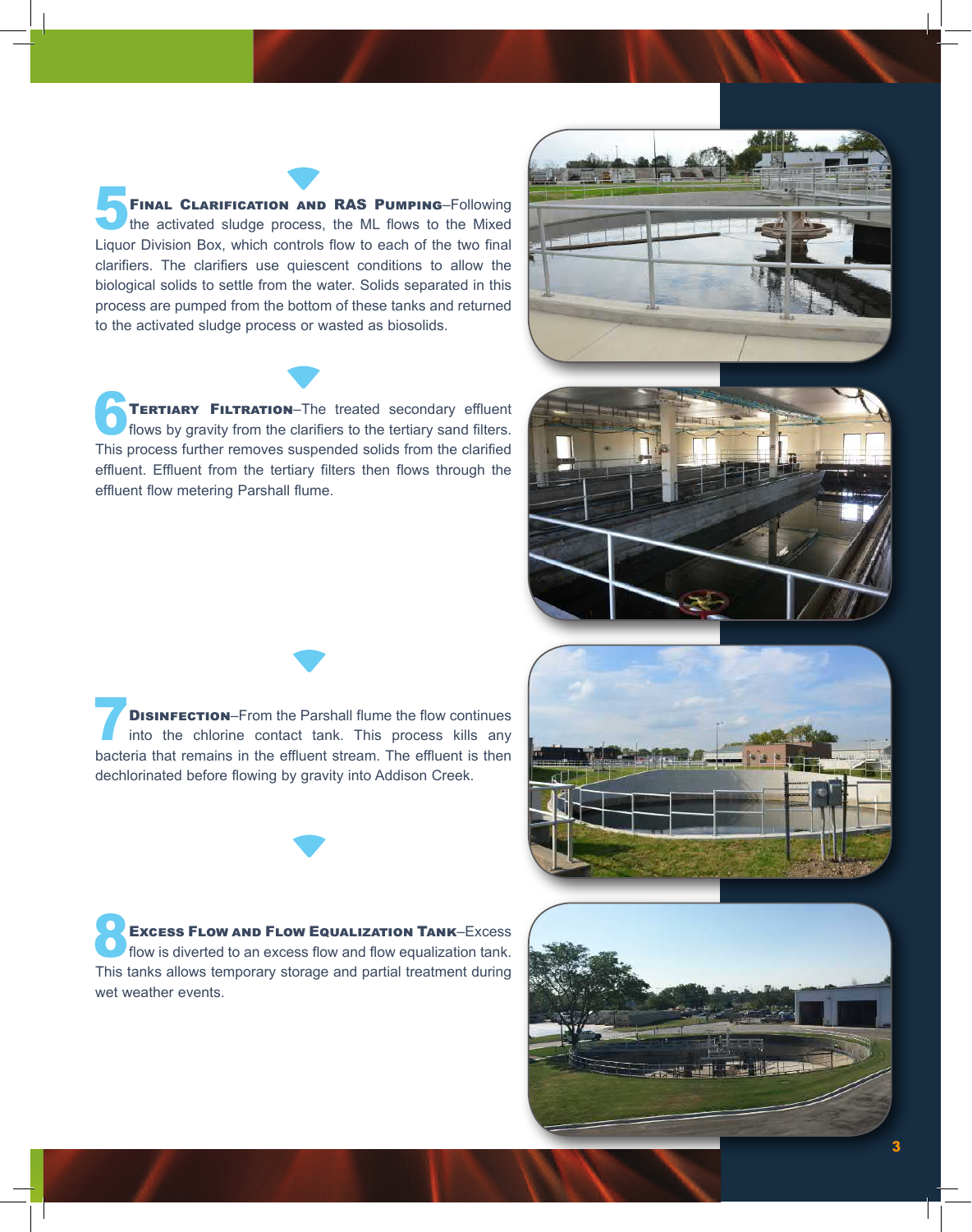## 5 Final Clarification and RAS Pumping

**Final Clarification and RAS Pumping**–Following the activated sludge process, the ML flows to the Mixed Liquor Division Box, which controls flow to each of the two final clarifiers. The clarifiers use quiescent conditions to allow the biological solids to settle from the water. Solids separated in this process are pumped from the bottom of these tanks and returned to the activated sludge process or wasted as biosolids.

## 6 Tertiary Filtration

**Tertiary Filtration**–The treated secondary effluent flows by gravity from the clarifiers to the tertiary sand filters. This process further removes suspended solids from the clarified effluent. Effluent from the tertiary filters then flows through the effluent flow metering Parshall flume.

## 7 Disinfection

**Disinfection**–From the Parshall flume the flow continues into the chlorine contact tank. This process kills any bacteria that remains in the effluent stream. The effluent is then dechlorinated before flowing by gravity into Addison Creek.

## 8 Excess Flow and Flow Equalization Tank

**Excess Flow and Flow Equalization Tank**–Excess flow is diverted to an excess flow and flow equalization tank. This tanks allows temporary storage and partial treatment during wet weather events.